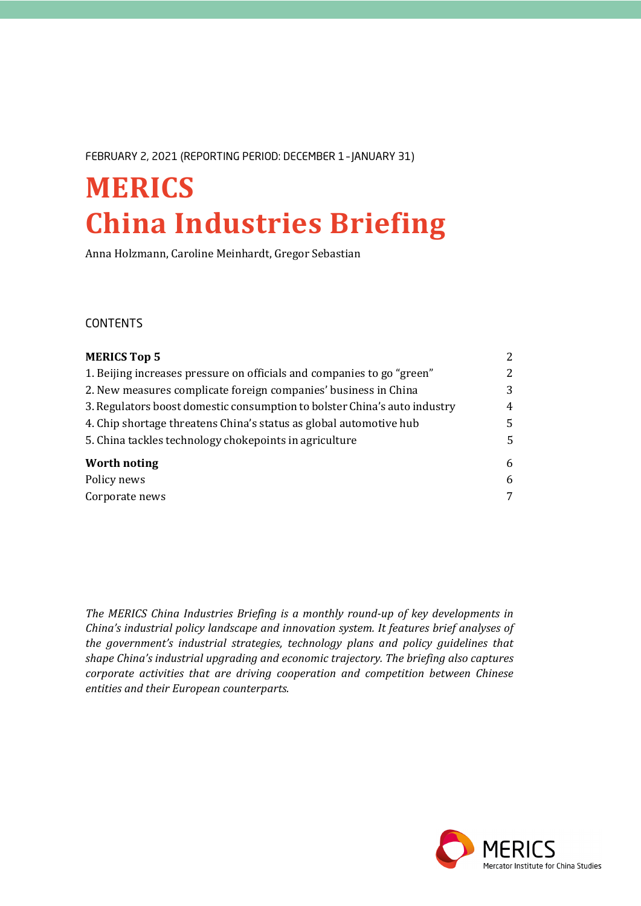FEBRUARY 2, 2021 (REPORTING PERIOD: DECEMBER 1 – JANUARY 31)

# MERICS China Industries Briefing

Anna Holzmann, Caroline Meinhardt, Gregor Sebastian

CONTENTS

| | |
|---|---|
| **MERICS Top 5** | 2 |
| 1. Beijing increases pressure on officials and companies to go "green" | 2 |
| 2. New measures complicate foreign companies' business in China | 3 |
| 3. Regulators boost domestic consumption to bolster China's auto industry | 4 |
| 4. Chip shortage threatens China's status as global automotive hub | 5 |
| 5. China tackles technology chokepoints in agriculture | 5 |
| **Worth noting** | 6 |
| Policy news | 6 |
| Corporate news | 7 |

*The MERICS China Industries Briefing is a monthly round-up of key developments in China's industrial policy landscape and innovation system. It features brief analyses of the government's industrial strategies, technology plans and policy guidelines that shape China's industrial upgrading and economic trajectory. The briefing also captures corporate activities that are driving cooperation and competition between Chinese entities and their European counterparts.*

MERICS Mercator Institute for China Studies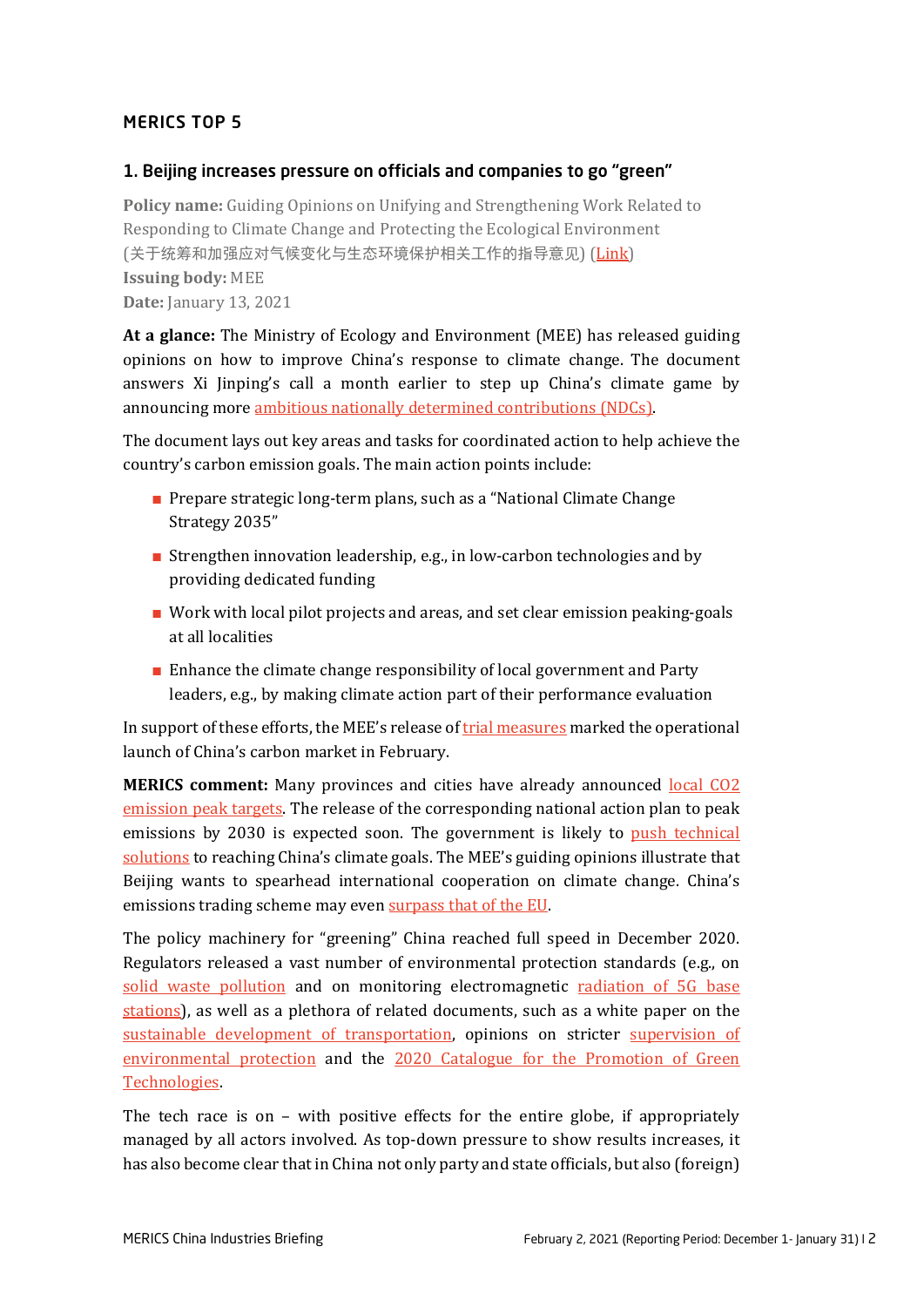## MERICS TOP 5

### 1. Beijing increases pressure on officials and companies to go "green"

**Policy name:** Guiding Opinions on Unifying and Strengthening Work Related to Responding to Climate Change and Protecting the Ecological Environment (关于统筹和加强应对气候变化与生态环境保护相关工作的指导意见) (Link)
**Issuing body:** MEE
**Date:** January 13, 2021

**At a glance:** The Ministry of Ecology and Environment (MEE) has released guiding opinions on how to improve China's response to climate change. The document answers Xi Jinping's call a month earlier to step up China's climate game by announcing more ambitious nationally determined contributions (NDCs).

The document lays out key areas and tasks for coordinated action to help achieve the country's carbon emission goals. The main action points include:

- Prepare strategic long-term plans, such as a "National Climate Change Strategy 2035"
- Strengthen innovation leadership, e.g., in low-carbon technologies and by providing dedicated funding
- Work with local pilot projects and areas, and set clear emission peaking-goals at all localities
- Enhance the climate change responsibility of local government and Party leaders, e.g., by making climate action part of their performance evaluation

In support of these efforts, the MEE's release of trial measures marked the operational launch of China's carbon market in February.

**MERICS comment:** Many provinces and cities have already announced local $CO_2$ emission peak targets. The release of the corresponding national action plan to peak emissions by 2030 is expected soon. The government is likely to push technical solutions to reaching China's climate goals. The MEE's guiding opinions illustrate that Beijing wants to spearhead international cooperation on climate change. China's emissions trading scheme may even surpass that of the EU.

The policy machinery for "greening" China reached full speed in December 2020. Regulators released a vast number of environmental protection standards (e.g., on solid waste pollution and on monitoring electromagnetic radiation of 5G base stations), as well as a plethora of related documents, such as a white paper on the sustainable development of transportation, opinions on stricter supervision of environmental protection and the 2020 Catalogue for the Promotion of Green Technologies.

The tech race is on – with positive effects for the entire globe, if appropriately managed by all actors involved. As top-down pressure to show results increases, it has also become clear that in China not only party and state officials, but also (foreign)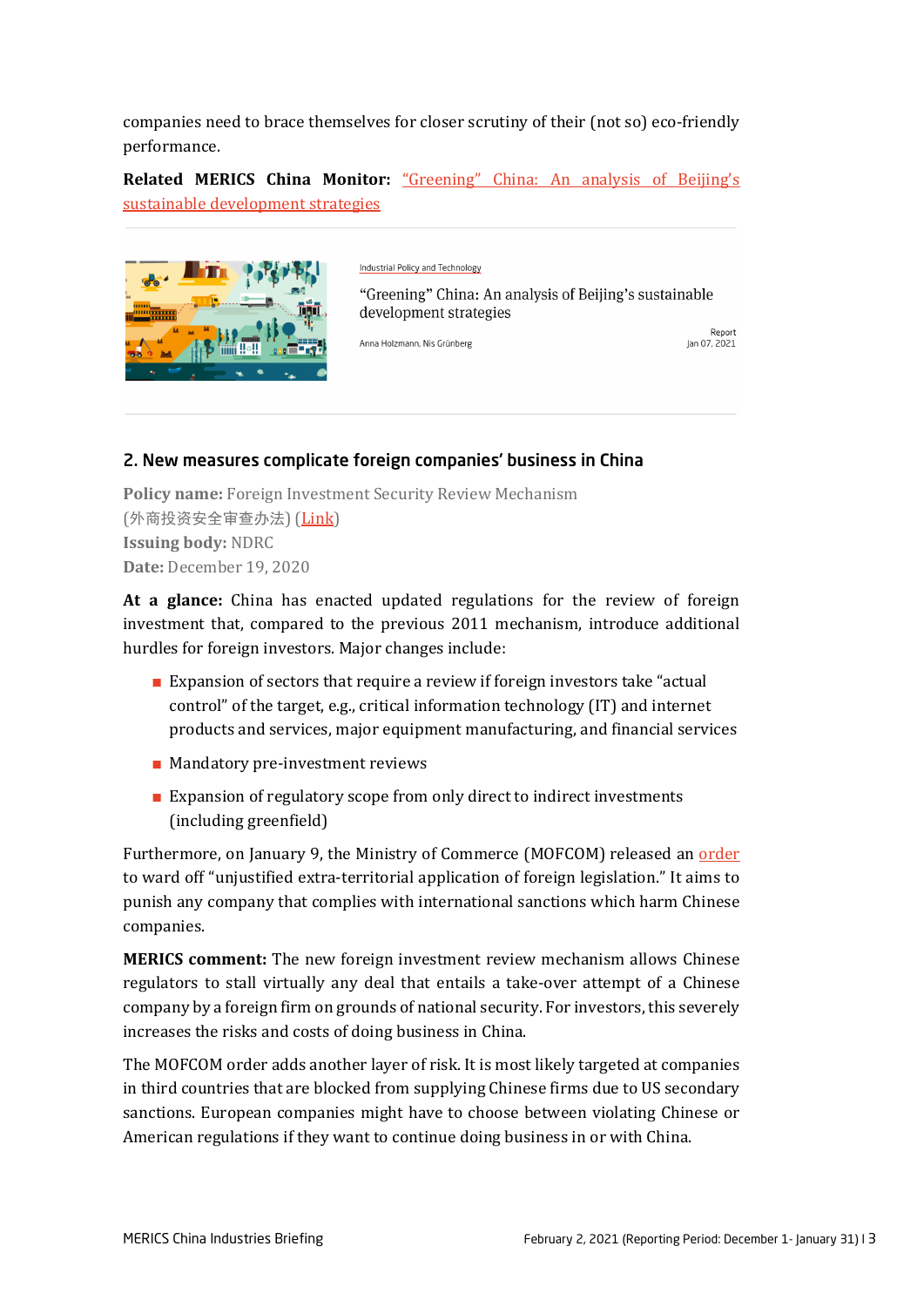companies need to brace themselves for closer scrutiny of their (not so) eco-friendly performance.

**Related MERICS China Monitor:** "Greening" China: An analysis of Beijing's sustainable development strategies

Industrial Policy and Technology

"Greening" China: An analysis of Beijing's sustainable development strategies

Anna Holzmann, Nis Grünberg

Report
Jan 07, 2021

## 2. New measures complicate foreign companies' business in China

**Policy name:** Foreign Investment Security Review Mechanism (外商投资安全审查办法) (Link)
**Issuing body:** NDRC
**Date:** December 19, 2020

**At a glance:** China has enacted updated regulations for the review of foreign investment that, compared to the previous 2011 mechanism, introduce additional hurdles for foreign investors. Major changes include:

- Expansion of sectors that require a review if foreign investors take "actual control" of the target, e.g., critical information technology (IT) and internet products and services, major equipment manufacturing, and financial services
- Mandatory pre-investment reviews
- Expansion of regulatory scope from only direct to indirect investments (including greenfield)

Furthermore, on January 9, the Ministry of Commerce (MOFCOM) released an order to ward off "unjustified extra-territorial application of foreign legislation." It aims to punish any company that complies with international sanctions which harm Chinese companies.

**MERICS comment:** The new foreign investment review mechanism allows Chinese regulators to stall virtually any deal that entails a take-over attempt of a Chinese company by a foreign firm on grounds of national security. For investors, this severely increases the risks and costs of doing business in China.

The MOFCOM order adds another layer of risk. It is most likely targeted at companies in third countries that are blocked from supplying Chinese firms due to US secondary sanctions. European companies might have to choose between violating Chinese or American regulations if they want to continue doing business in or with China.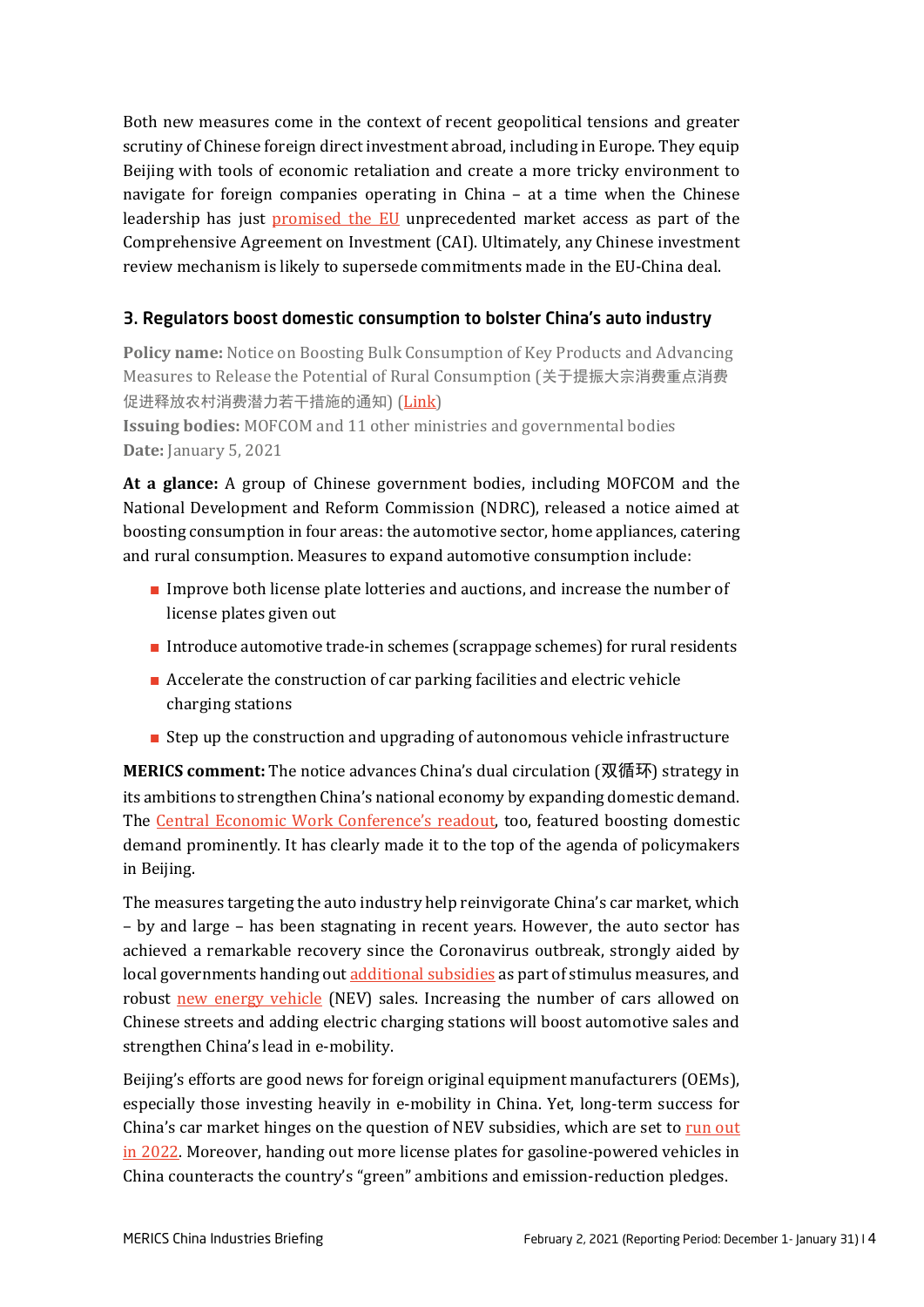Both new measures come in the context of recent geopolitical tensions and greater scrutiny of Chinese foreign direct investment abroad, including in Europe. They equip Beijing with tools of economic retaliation and create a more tricky environment to navigate for foreign companies operating in China – at a time when the Chinese leadership has just promised the EU unprecedented market access as part of the Comprehensive Agreement on Investment (CAI). Ultimately, any Chinese investment review mechanism is likely to supersede commitments made in the EU-China deal.

### 3. Regulators boost domestic consumption to bolster China's auto industry

**Policy name:** Notice on Boosting Bulk Consumption of Key Products and Advancing Measures to Release the Potential of Rural Consumption (关于提振大宗消费重点消费促进释放农村消费潜力若干措施的通知) (Link)
**Issuing bodies:** MOFCOM and 11 other ministries and governmental bodies
**Date:** January 5, 2021

**At a glance:** A group of Chinese government bodies, including MOFCOM and the National Development and Reform Commission (NDRC), released a notice aimed at boosting consumption in four areas: the automotive sector, home appliances, catering and rural consumption. Measures to expand automotive consumption include:

- Improve both license plate lotteries and auctions, and increase the number of license plates given out
- Introduce automotive trade-in schemes (scrappage schemes) for rural residents
- Accelerate the construction of car parking facilities and electric vehicle charging stations
- Step up the construction and upgrading of autonomous vehicle infrastructure

**MERICS comment:** The notice advances China's dual circulation (双循环) strategy in its ambitions to strengthen China's national economy by expanding domestic demand. The Central Economic Work Conference's readout, too, featured boosting domestic demand prominently. It has clearly made it to the top of the agenda of policymakers in Beijing.

The measures targeting the auto industry help reinvigorate China's car market, which – by and large – has been stagnating in recent years. However, the auto sector has achieved a remarkable recovery since the Coronavirus outbreak, strongly aided by local governments handing out additional subsidies as part of stimulus measures, and robust new energy vehicle (NEV) sales. Increasing the number of cars allowed on Chinese streets and adding electric charging stations will boost automotive sales and strengthen China's lead in e-mobility.

Beijing's efforts are good news for foreign original equipment manufacturers (OEMs), especially those investing heavily in e-mobility in China. Yet, long-term success for China's car market hinges on the question of NEV subsidies, which are set to run out in 2022. Moreover, handing out more license plates for gasoline-powered vehicles in China counteracts the country's "green" ambitions and emission-reduction pledges.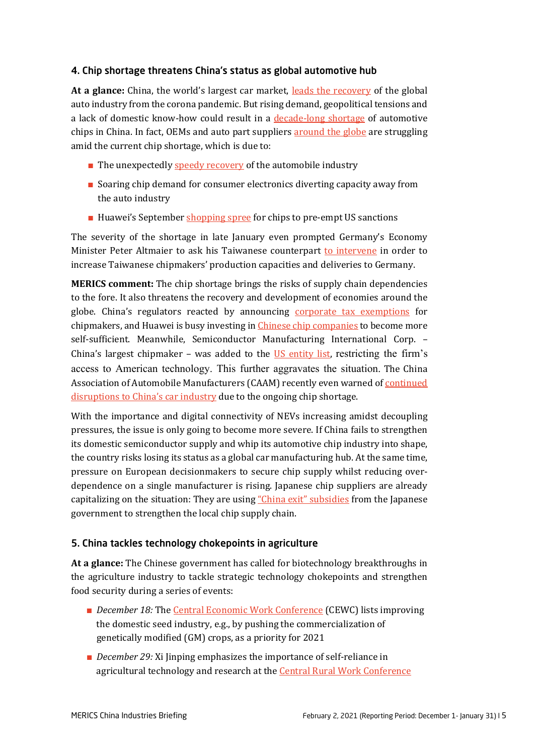## 4. Chip shortage threatens China's status as global automotive hub

**At a glance:** China, the world's largest car market, leads the recovery of the global auto industry from the corona pandemic. But rising demand, geopolitical tensions and a lack of domestic know-how could result in a decade-long shortage of automotive chips in China. In fact, OEMs and auto part suppliers around the globe are struggling amid the current chip shortage, which is due to:

- The unexpectedly speedy recovery of the automobile industry
- Soaring chip demand for consumer electronics diverting capacity away from the auto industry
- Huawei's September shopping spree for chips to pre-empt US sanctions

The severity of the shortage in late January even prompted Germany's Economy Minister Peter Altmaier to ask his Taiwanese counterpart to intervene in order to increase Taiwanese chipmakers' production capacities and deliveries to Germany.

**MERICS comment:** The chip shortage brings the risks of supply chain dependencies to the fore. It also threatens the recovery and development of economies around the globe. China's regulators reacted by announcing corporate tax exemptions for chipmakers, and Huawei is busy investing in Chinese chip companies to become more self-sufficient. Meanwhile, Semiconductor Manufacturing International Corp. – China's largest chipmaker – was added to the US entity list, restricting the firm's access to American technology. This further aggravates the situation. The China Association of Automobile Manufacturers (CAAM) recently even warned of continued disruptions to China's car industry due to the ongoing chip shortage.

With the importance and digital connectivity of NEVs increasing amidst decoupling pressures, the issue is only going to become more severe. If China fails to strengthen its domestic semiconductor supply and whip its automotive chip industry into shape, the country risks losing its status as a global car manufacturing hub. At the same time, pressure on European decisionmakers to secure chip supply whilst reducing over-dependence on a single manufacturer is rising. Japanese chip suppliers are already capitalizing on the situation: They are using "China exit" subsidies from the Japanese government to strengthen the local chip supply chain.

## 5. China tackles technology chokepoints in agriculture

**At a glance:** The Chinese government has called for biotechnology breakthroughs in the agriculture industry to tackle strategic technology chokepoints and strengthen food security during a series of events:

- *December 18:* The Central Economic Work Conference (CEWC) lists improving the domestic seed industry, e.g., by pushing the commercialization of genetically modified (GM) crops, as a priority for 2021
- *December 29:* Xi Jinping emphasizes the importance of self-reliance in agricultural technology and research at the Central Rural Work Conference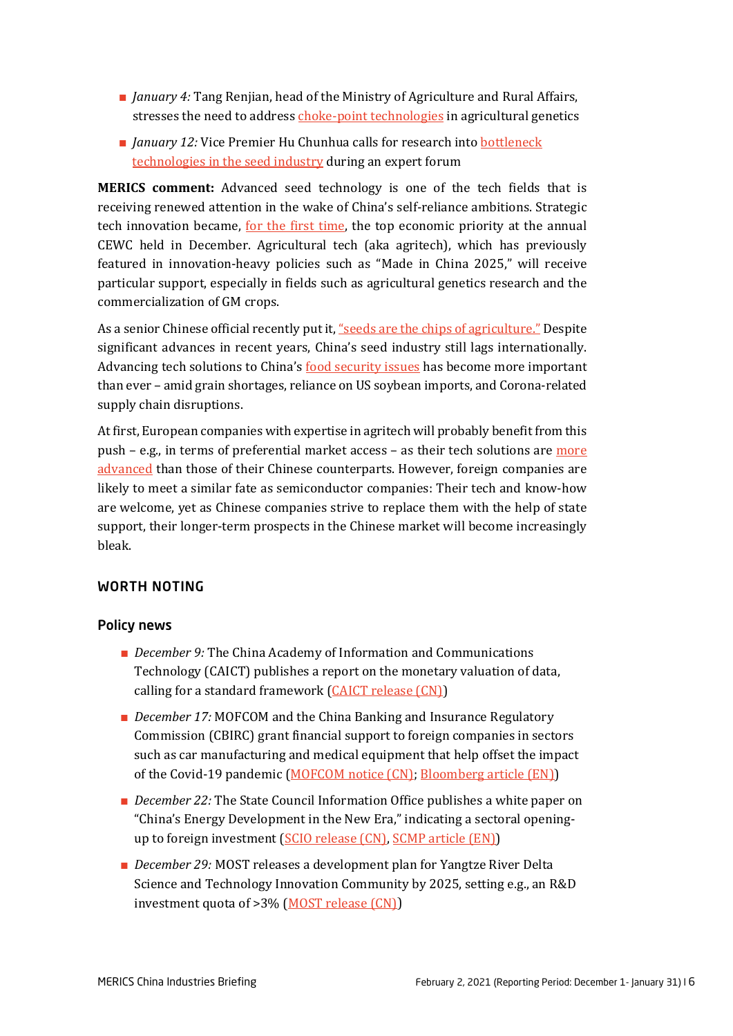- *January 4:* Tang Renjian, head of the Ministry of Agriculture and Rural Affairs, stresses the need to address choke-point technologies in agricultural genetics
- *January 12:* Vice Premier Hu Chunhua calls for research into bottleneck technologies in the seed industry during an expert forum

**MERICS comment:** Advanced seed technology is one of the tech fields that is receiving renewed attention in the wake of China's self-reliance ambitions. Strategic tech innovation became, for the first time, the top economic priority at the annual CEWC held in December. Agricultural tech (aka agritech), which has previously featured in innovation-heavy policies such as "Made in China 2025," will receive particular support, especially in fields such as agricultural genetics research and the commercialization of GM crops.

As a senior Chinese official recently put it, "seeds are the chips of agriculture." Despite significant advances in recent years, China's seed industry still lags internationally. Advancing tech solutions to China's food security issues has become more important than ever – amid grain shortages, reliance on US soybean imports, and Corona-related supply chain disruptions.

At first, European companies with expertise in agritech will probably benefit from this push – e.g., in terms of preferential market access – as their tech solutions are more advanced than those of their Chinese counterparts. However, foreign companies are likely to meet a similar fate as semiconductor companies: Their tech and know-how are welcome, yet as Chinese companies strive to replace them with the help of state support, their longer-term prospects in the Chinese market will become increasingly bleak.

## WORTH NOTING

### Policy news

- *December 9:* The China Academy of Information and Communications Technology (CAICT) publishes a report on the monetary valuation of data, calling for a standard framework (CAICT release (CN))
- *December 17:* MOFCOM and the China Banking and Insurance Regulatory Commission (CBIRC) grant financial support to foreign companies in sectors such as car manufacturing and medical equipment that help offset the impact of the Covid-19 pandemic (MOFCOM notice (CN); Bloomberg article (EN))
- *December 22:* The State Council Information Office publishes a white paper on "China's Energy Development in the New Era," indicating a sectoral opening-up to foreign investment (SCIO release (CN), SCMP article (EN))
- *December 29:* MOST releases a development plan for Yangtze River Delta Science and Technology Innovation Community by 2025, setting e.g., an R&D investment quota of >3% (MOST release (CN))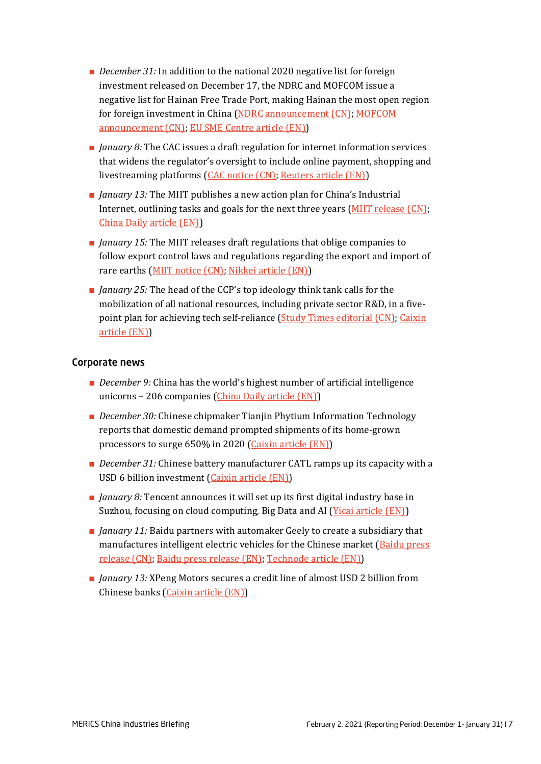- *December 31:* In addition to the national 2020 negative list for foreign investment released on December 17, the NDRC and MOFCOM issue a negative list for Hainan Free Trade Port, making Hainan the most open region for foreign investment in China (NDRC announcement (CN); MOFCOM announcement (CN); EU SME Centre article (EN))
- *January 8:* The CAC issues a draft regulation for internet information services that widens the regulator's oversight to include online payment, shopping and livestreaming platforms (CAC notice (CN); Reuters article (EN))
- *January 13:* The MIIT publishes a new action plan for China's Industrial Internet, outlining tasks and goals for the next three years (MIIT release (CN); China Daily article (EN))
- *January 15:* The MIIT releases draft regulations that oblige companies to follow export control laws and regulations regarding the export and import of rare earths (MIIT notice (CN); Nikkei article (EN))
- *January 25:* The head of the CCP's top ideology think tank calls for the mobilization of all national resources, including private sector R&D, in a five-point plan for achieving tech self-reliance (Study Times editorial (CN); Caixin article (EN))

## Corporate news

- *December 9:* China has the world's highest number of artificial intelligence unicorns – 206 companies (China Daily article (EN))
- *December 30:* Chinese chipmaker Tianjin Phytium Information Technology reports that domestic demand prompted shipments of its home-grown processors to surge 650% in 2020 (Caixin article (EN))
- *December 31:* Chinese battery manufacturer CATL ramps up its capacity with a USD 6 billion investment (Caixin article (EN))
- *January 8:* Tencent announces it will set up its first digital industry base in Suzhou, focusing on cloud computing, Big Data and AI (Yicai article (EN))
- *January 11:* Baidu partners with automaker Geely to create a subsidiary that manufactures intelligent electric vehicles for the Chinese market (Baidu press release (CN); Baidu press release (EN); Technode article (EN))
- *January 13:* XPeng Motors secures a credit line of almost USD 2 billion from Chinese banks (Caixin article (EN))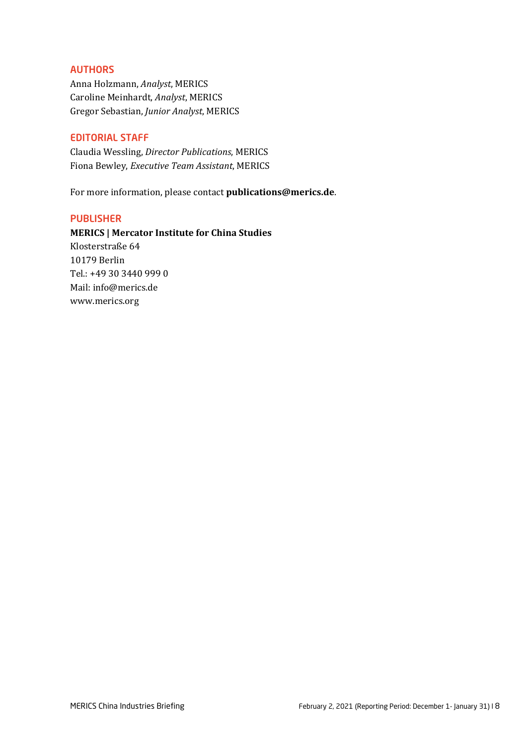## AUTHORS

Anna Holzmann, *Analyst*, MERICS
Caroline Meinhardt, *Analyst*, MERICS
Gregor Sebastian, *Junior Analyst*, MERICS

## EDITORIAL STAFF

Claudia Wessling, *Director Publications*, MERICS
Fiona Bewley, *Executive Team Assistant*, MERICS

For more information, please contact **publications@merics.de**.

## PUBLISHER

**MERICS | Mercator Institute for China Studies**
Klosterstraße 64
10179 Berlin
Tel.: +49 30 3440 999 0
Mail: info@merics.de
www.merics.org